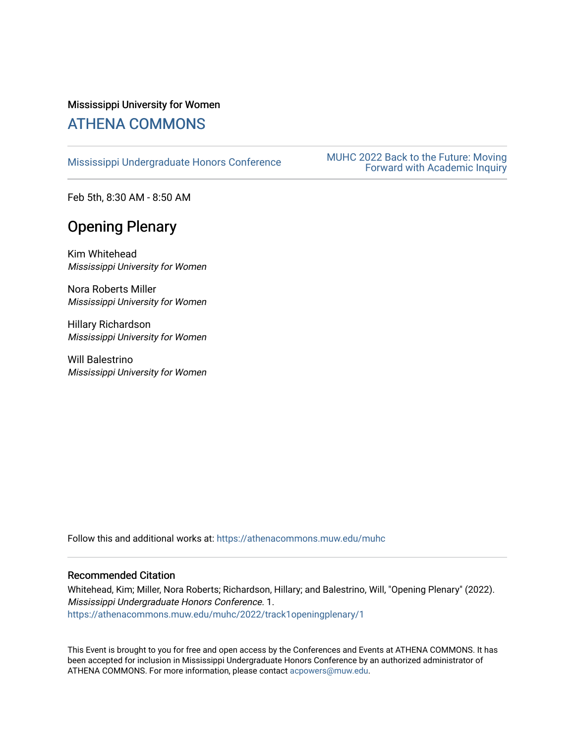Mississippi University for Women

# ATHENA COMMONS

Mississippi Undergraduate Honors Conference

MUHC 2022 Back to the Future: Moving Forward with Academic Inquiry

Feb 5th, 8:30 AM - 8:50 AM

## Opening Plenary

Kim Whitehead
*Mississippi University for Women*

Nora Roberts Miller
*Mississippi University for Women*

Hillary Richardson
*Mississippi University for Women*

Will Balestrino
*Mississippi University for Women*

Follow this and additional works at: https://athenacommons.muw.edu/muhc

### Recommended Citation

Whitehead, Kim; Miller, Nora Roberts; Richardson, Hillary; and Balestrino, Will, "Opening Plenary" (2022). *Mississippi Undergraduate Honors Conference*. 1.
https://athenacommons.muw.edu/muhc/2022/track1openingplenary/1

This Event is brought to you for free and open access by the Conferences and Events at ATHENA COMMONS. It has been accepted for inclusion in Mississippi Undergraduate Honors Conference by an authorized administrator of ATHENA COMMONS. For more information, please contact acpowers@muw.edu.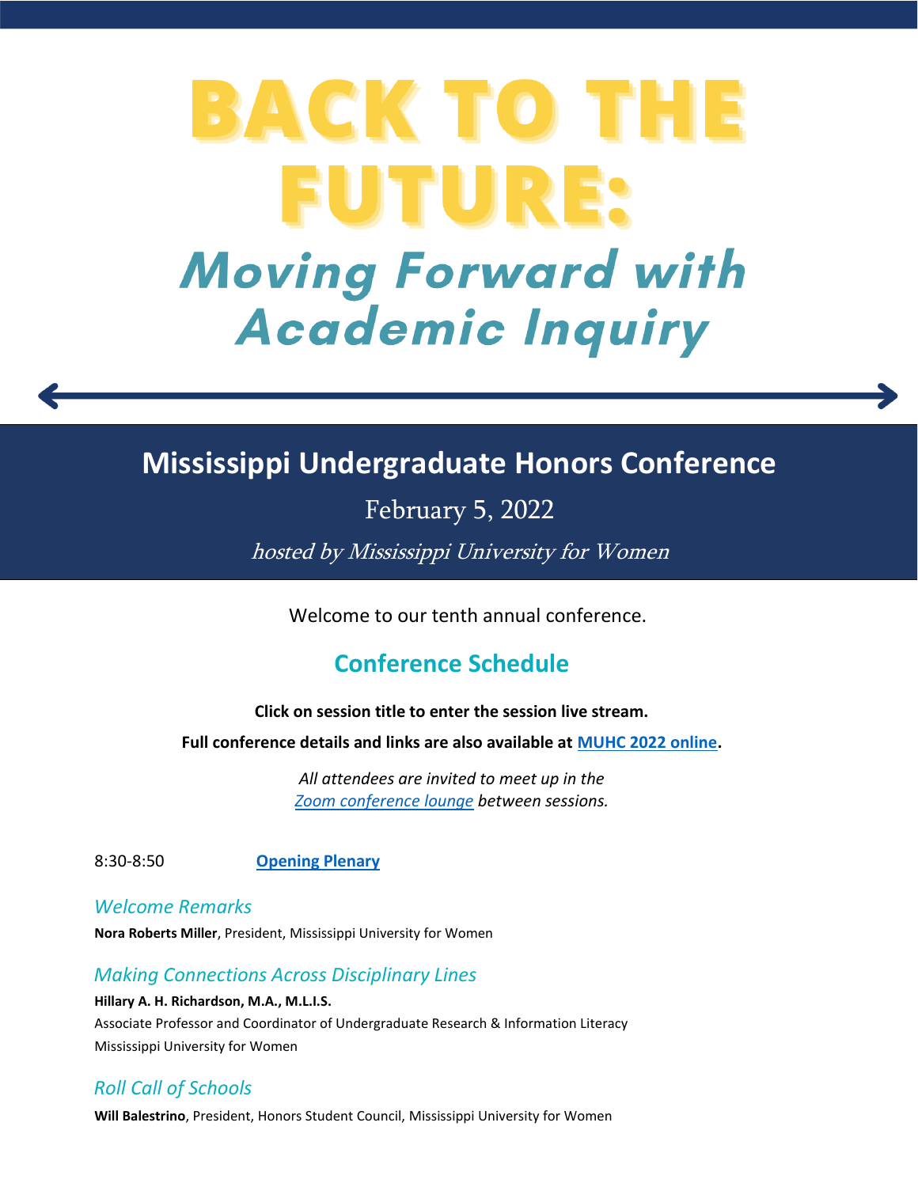# BACK TO THE FUTURE:

## *Moving Forward with Academic Inquiry*

## Mississippi Undergraduate Honors Conference

February 5, 2022

*hosted by Mississippi University for Women*

Welcome to our tenth annual conference.

## Conference Schedule

**Click on session title to enter the session live stream.**

**Full conference details and links are also available at [MUHC 2022 online](MUHC 2022 online).**

*All attendees are invited to meet up in the [Zoom conference lounge](Zoom conference lounge) between sessions.*

8:30-8:50 **[Opening Plenary](Opening Plenary)**

### *Welcome Remarks*

**Nora Roberts Miller**, President, Mississippi University for Women

### *Making Connections Across Disciplinary Lines*

**Hillary A. H. Richardson, M.A., M.L.I.S.**
Associate Professor and Coordinator of Undergraduate Research & Information Literacy
Mississippi University for Women

### *Roll Call of Schools*

**Will Balestrino**, President, Honors Student Council, Mississippi University for Women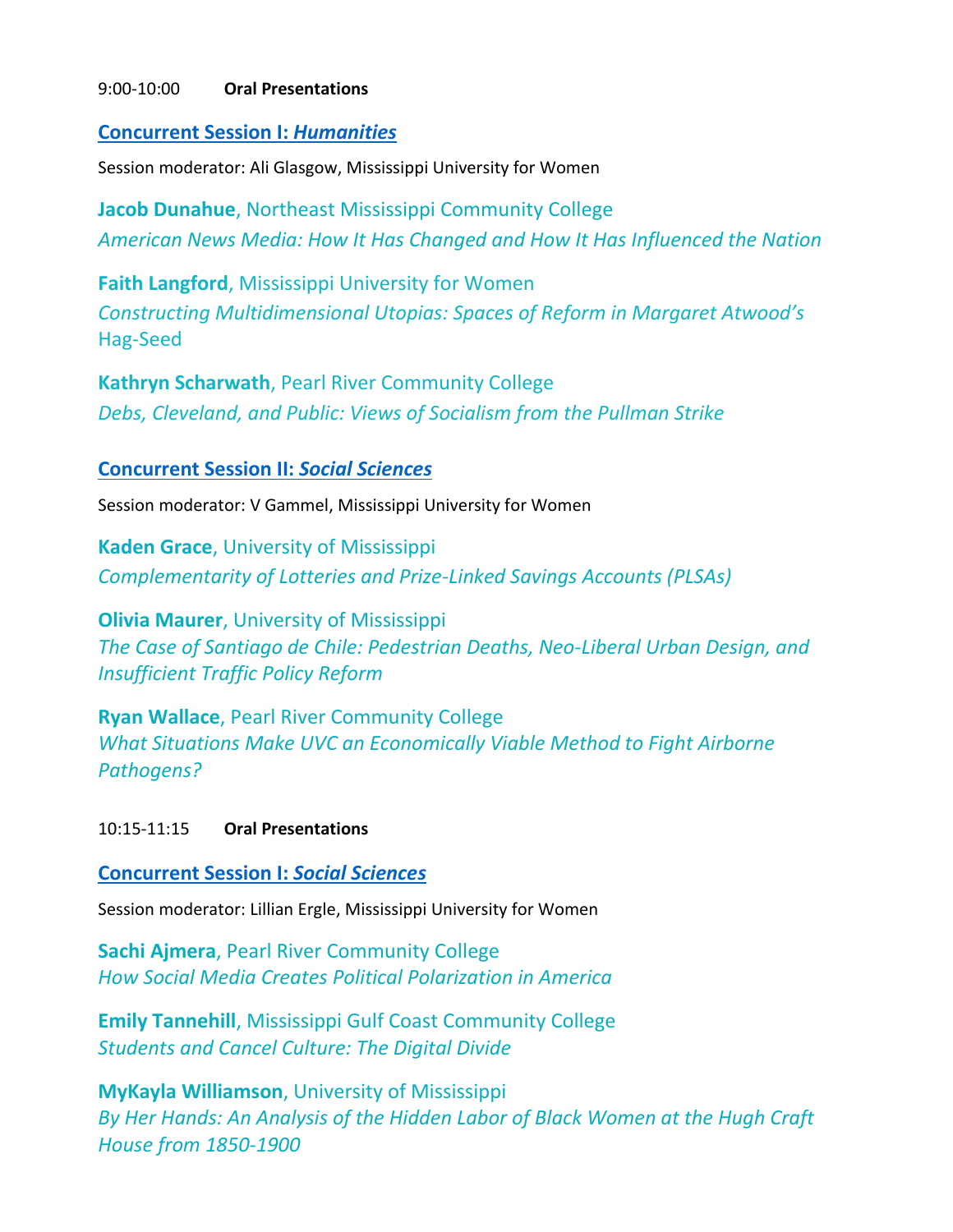9:00-10:00 **Oral Presentations**

## Concurrent Session I: *Humanities*

Session moderator: Ali Glasgow, Mississippi University for Women

**Jacob Dunahue**, Northeast Mississippi Community College
*American News Media: How It Has Changed and How It Has Influenced the Nation*

**Faith Langford**, Mississippi University for Women
*Constructing Multidimensional Utopias: Spaces of Reform in Margaret Atwood's* Hag-Seed

**Kathryn Scharwath**, Pearl River Community College
*Debs, Cleveland, and Public: Views of Socialism from the Pullman Strike*

## Concurrent Session II: *Social Sciences*

Session moderator: V Gammel, Mississippi University for Women

**Kaden Grace**, University of Mississippi
*Complementarity of Lotteries and Prize-Linked Savings Accounts (PLSAs)*

**Olivia Maurer**, University of Mississippi
*The Case of Santiago de Chile: Pedestrian Deaths, Neo-Liberal Urban Design, and Insufficient Traffic Policy Reform*

**Ryan Wallace**, Pearl River Community College
*What Situations Make UVC an Economically Viable Method to Fight Airborne Pathogens?*

10:15-11:15 **Oral Presentations**

## Concurrent Session I: *Social Sciences*

Session moderator: Lillian Ergle, Mississippi University for Women

**Sachi Ajmera**, Pearl River Community College
*How Social Media Creates Political Polarization in America*

**Emily Tannehill**, Mississippi Gulf Coast Community College
*Students and Cancel Culture: The Digital Divide*

**MyKayla Williamson**, University of Mississippi
*By Her Hands: An Analysis of the Hidden Labor of Black Women at the Hugh Craft House from 1850-1900*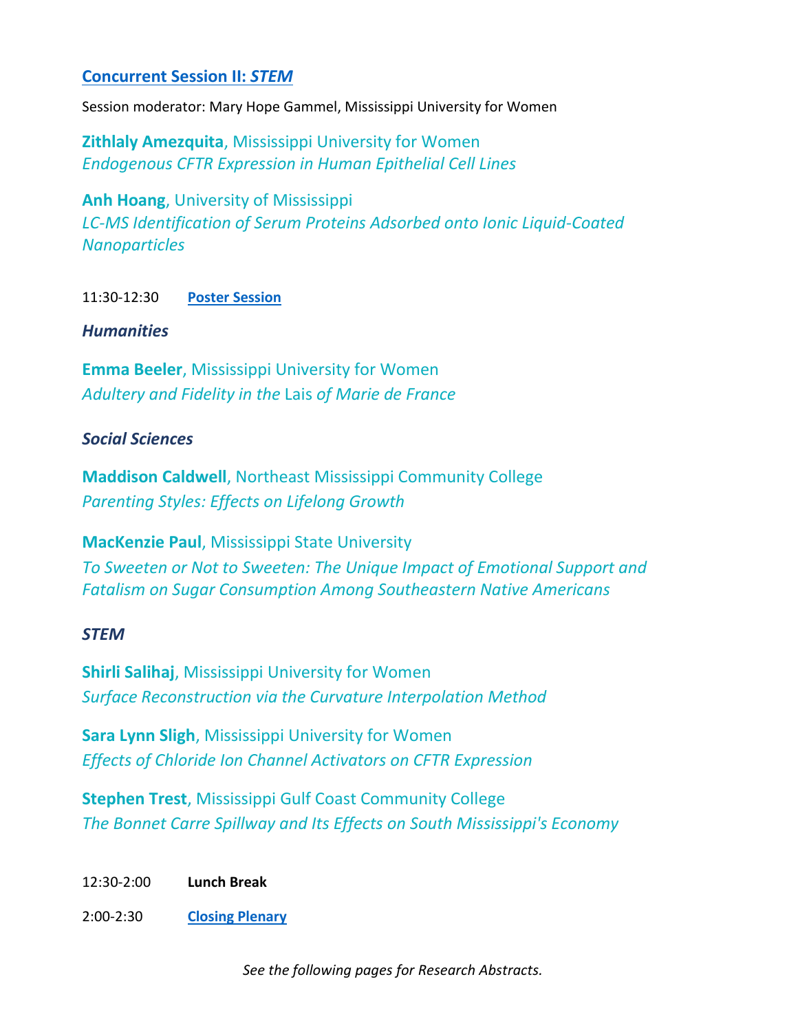### Concurrent Session II: *STEM*

Session moderator: Mary Hope Gammel, Mississippi University for Women

**Zithlaly Amezquita**, Mississippi University for Women
*Endogenous CFTR Expression in Human Epithelial Cell Lines*

**Anh Hoang**, University of Mississippi
*LC-MS Identification of Serum Proteins Adsorbed onto Ionic Liquid-Coated Nanoparticles*

11:30-12:30 **Poster Session**

***Humanities***

**Emma Beeler**, Mississippi University for Women
*Adultery and Fidelity in the* Lais *of Marie de France*

***Social Sciences***

**Maddison Caldwell**, Northeast Mississippi Community College
*Parenting Styles: Effects on Lifelong Growth*

**MacKenzie Paul**, Mississippi State University
*To Sweeten or Not to Sweeten: The Unique Impact of Emotional Support and Fatalism on Sugar Consumption Among Southeastern Native Americans*

***STEM***

**Shirli Salihaj**, Mississippi University for Women
*Surface Reconstruction via the Curvature Interpolation Method*

**Sara Lynn Sligh**, Mississippi University for Women
*Effects of Chloride Ion Channel Activators on CFTR Expression*

**Stephen Trest**, Mississippi Gulf Coast Community College
*The Bonnet Carre Spillway and Its Effects on South Mississippi's Economy*

12:30-2:00 **Lunch Break**

2:00-2:30 **Closing Plenary**

*See the following pages for Research Abstracts.*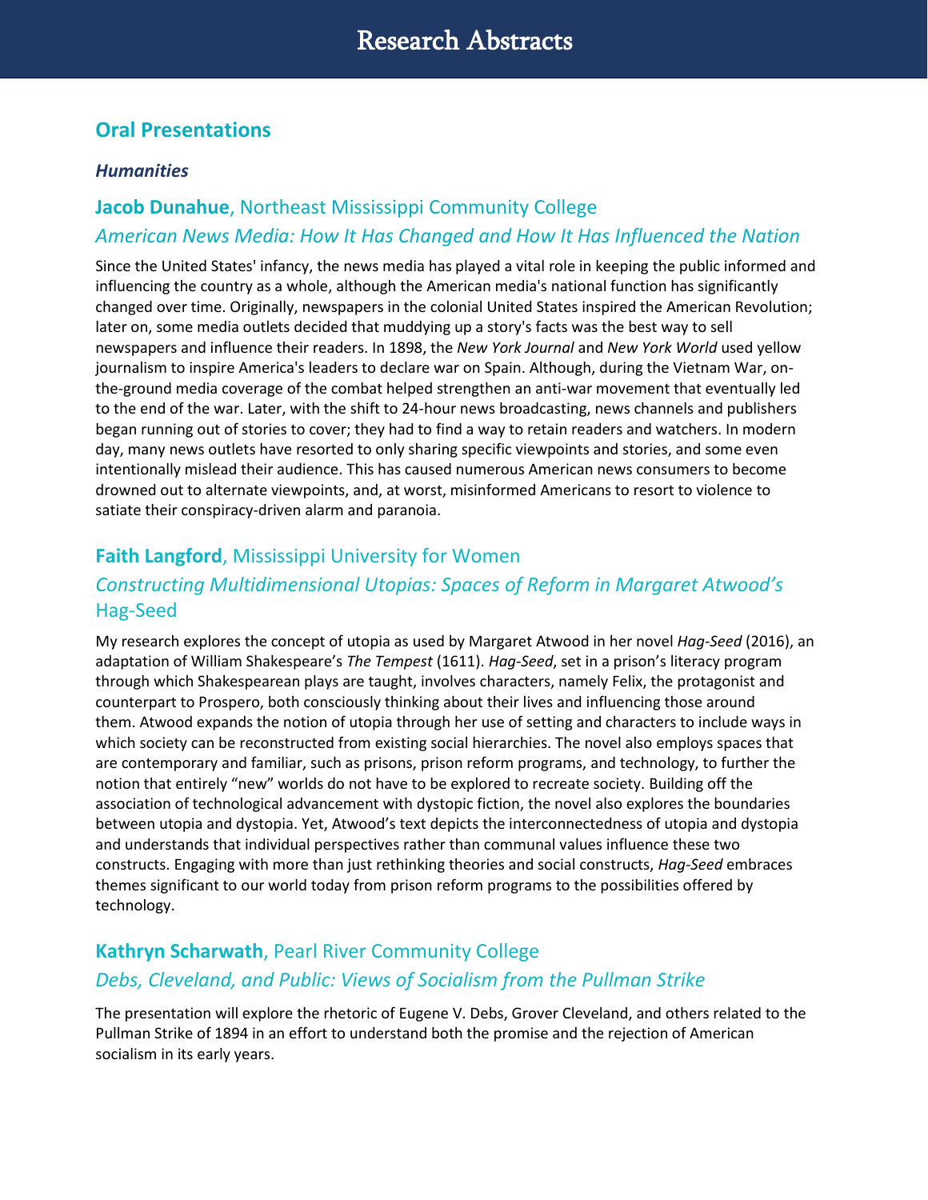# Research Abstracts

## Oral Presentations

### *Humanities*

### **Jacob Dunahue**, Northeast Mississippi Community College

### *American News Media: How It Has Changed and How It Has Influenced the Nation*

Since the United States' infancy, the news media has played a vital role in keeping the public informed and influencing the country as a whole, although the American media's national function has significantly changed over time. Originally, newspapers in the colonial United States inspired the American Revolution; later on, some media outlets decided that muddying up a story's facts was the best way to sell newspapers and influence their readers. In 1898, the *New York Journal* and *New York World* used yellow journalism to inspire America's leaders to declare war on Spain. Although, during the Vietnam War, on-the-ground media coverage of the combat helped strengthen an anti-war movement that eventually led to the end of the war. Later, with the shift to 24-hour news broadcasting, news channels and publishers began running out of stories to cover; they had to find a way to retain readers and watchers. In modern day, many news outlets have resorted to only sharing specific viewpoints and stories, and some even intentionally mislead their audience. This has caused numerous American news consumers to become drowned out to alternate viewpoints, and, at worst, misinformed Americans to resort to violence to satiate their conspiracy-driven alarm and paranoia.

### **Faith Langford**, Mississippi University for Women

### *Constructing Multidimensional Utopias: Spaces of Reform in Margaret Atwood's* Hag-Seed

My research explores the concept of utopia as used by Margaret Atwood in her novel *Hag-Seed* (2016), an adaptation of William Shakespeare's *The Tempest* (1611). *Hag-Seed*, set in a prison's literacy program through which Shakespearean plays are taught, involves characters, namely Felix, the protagonist and counterpart to Prospero, both consciously thinking about their lives and influencing those around them. Atwood expands the notion of utopia through her use of setting and characters to include ways in which society can be reconstructed from existing social hierarchies. The novel also employs spaces that are contemporary and familiar, such as prisons, prison reform programs, and technology, to further the notion that entirely "new" worlds do not have to be explored to recreate society. Building off the association of technological advancement with dystopic fiction, the novel also explores the boundaries between utopia and dystopia. Yet, Atwood's text depicts the interconnectedness of utopia and dystopia and understands that individual perspectives rather than communal values influence these two constructs. Engaging with more than just rethinking theories and social constructs, *Hag-Seed* embraces themes significant to our world today from prison reform programs to the possibilities offered by technology.

### **Kathryn Scharwath**, Pearl River Community College

### *Debs, Cleveland, and Public: Views of Socialism from the Pullman Strike*

The presentation will explore the rhetoric of Eugene V. Debs, Grover Cleveland, and others related to the Pullman Strike of 1894 in an effort to understand both the promise and the rejection of American socialism in its early years.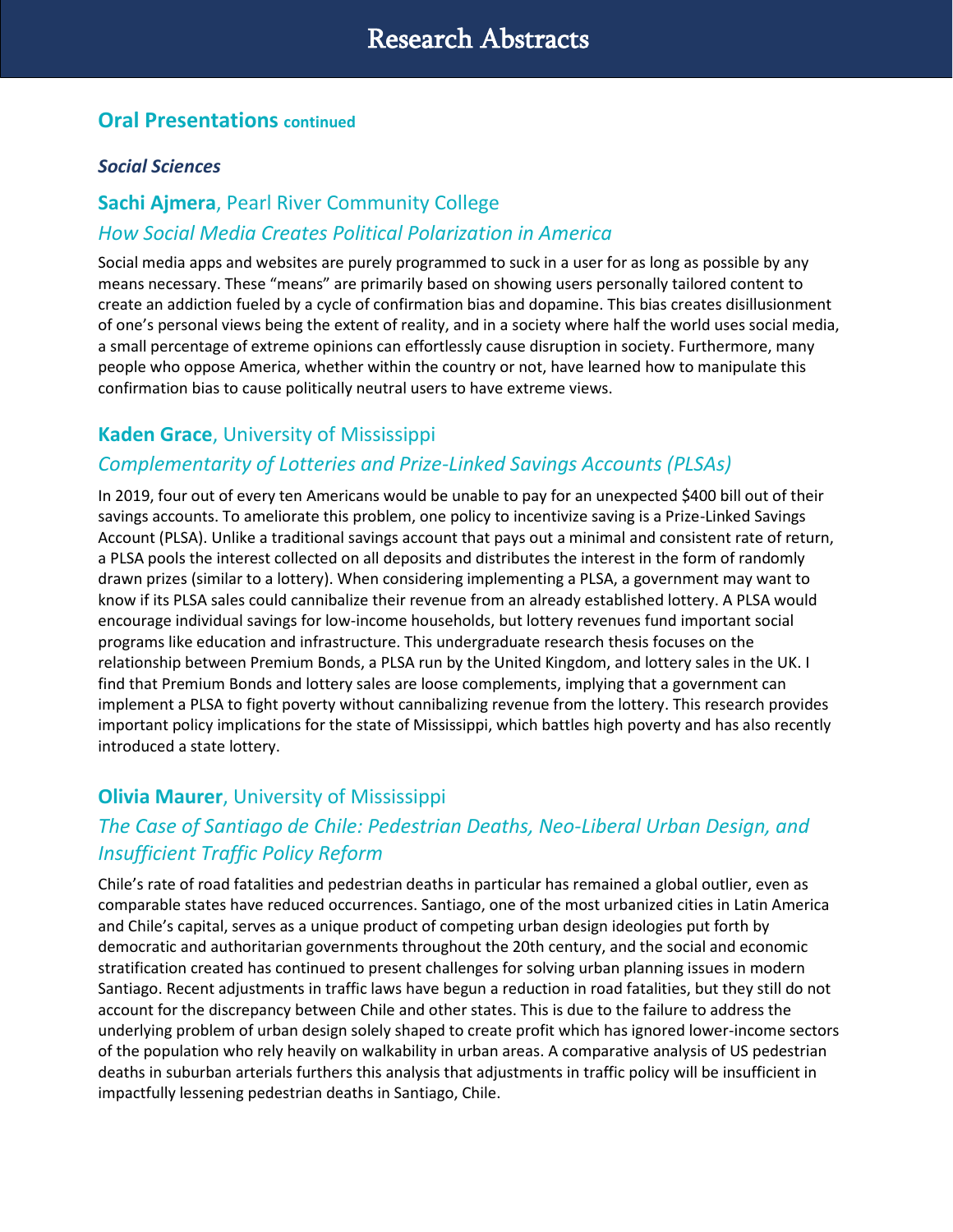# Research Abstracts

## Oral Presentations continued

### *Social Sciences*

### **Sachi Ajmera**, Pearl River Community College

### *How Social Media Creates Political Polarization in America*

Social media apps and websites are purely programmed to suck in a user for as long as possible by any means necessary. These "means" are primarily based on showing users personally tailored content to create an addiction fueled by a cycle of confirmation bias and dopamine. This bias creates disillusionment of one's personal views being the extent of reality, and in a society where half the world uses social media, a small percentage of extreme opinions can effortlessly cause disruption in society. Furthermore, many people who oppose America, whether within the country or not, have learned how to manipulate this confirmation bias to cause politically neutral users to have extreme views.

### **Kaden Grace**, University of Mississippi

### *Complementarity of Lotteries and Prize-Linked Savings Accounts (PLSAs)*

In 2019, four out of every ten Americans would be unable to pay for an unexpected $400 bill out of their savings accounts. To ameliorate this problem, one policy to incentivize saving is a Prize-Linked Savings Account (PLSA). Unlike a traditional savings account that pays out a minimal and consistent rate of return, a PLSA pools the interest collected on all deposits and distributes the interest in the form of randomly drawn prizes (similar to a lottery). When considering implementing a PLSA, a government may want to know if its PLSA sales could cannibalize their revenue from an already established lottery. A PLSA would encourage individual savings for low-income households, but lottery revenues fund important social programs like education and infrastructure. This undergraduate research thesis focuses on the relationship between Premium Bonds, a PLSA run by the United Kingdom, and lottery sales in the UK. I find that Premium Bonds and lottery sales are loose complements, implying that a government can implement a PLSA to fight poverty without cannibalizing revenue from the lottery. This research provides important policy implications for the state of Mississippi, which battles high poverty and has also recently introduced a state lottery.

### **Olivia Maurer**, University of Mississippi

### *The Case of Santiago de Chile: Pedestrian Deaths, Neo-Liberal Urban Design, and Insufficient Traffic Policy Reform*

Chile's rate of road fatalities and pedestrian deaths in particular has remained a global outlier, even as comparable states have reduced occurrences. Santiago, one of the most urbanized cities in Latin America and Chile's capital, serves as a unique product of competing urban design ideologies put forth by democratic and authoritarian governments throughout the 20th century, and the social and economic stratification created has continued to present challenges for solving urban planning issues in modern Santiago. Recent adjustments in traffic laws have begun a reduction in road fatalities, but they still do not account for the discrepancy between Chile and other states. This is due to the failure to address the underlying problem of urban design solely shaped to create profit which has ignored lower-income sectors of the population who rely heavily on walkability in urban areas. A comparative analysis of US pedestrian deaths in suburban arterials furthers this analysis that adjustments in traffic policy will be insufficient in impactfully lessening pedestrian deaths in Santiago, Chile.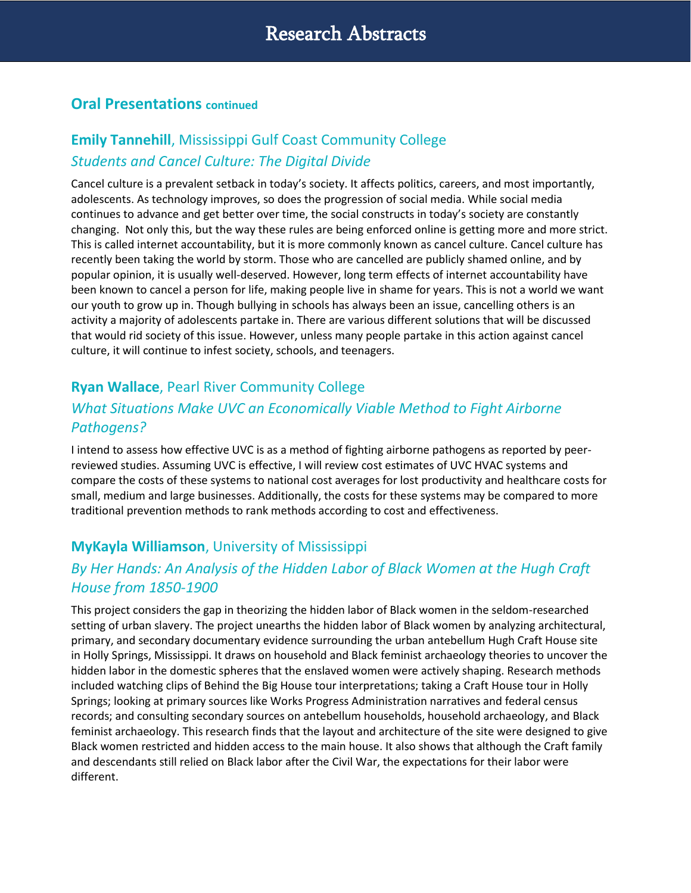## Oral Presentations continued

### **Emily Tannehill**, Mississippi Gulf Coast Community College

*Students and Cancel Culture: The Digital Divide*

Cancel culture is a prevalent setback in today's society. It affects politics, careers, and most importantly, adolescents. As technology improves, so does the progression of social media. While social media continues to advance and get better over time, the social constructs in today's society are constantly changing. Not only this, but the way these rules are being enforced online is getting more and more strict. This is called internet accountability, but it is more commonly known as cancel culture. Cancel culture has recently been taking the world by storm. Those who are cancelled are publicly shamed online, and by popular opinion, it is usually well-deserved. However, long term effects of internet accountability have been known to cancel a person for life, making people live in shame for years. This is not a world we want our youth to grow up in. Though bullying in schools has always been an issue, cancelling others is an activity a majority of adolescents partake in. There are various different solutions that will be discussed that would rid society of this issue. However, unless many people partake in this action against cancel culture, it will continue to infest society, schools, and teenagers.

### **Ryan Wallace**, Pearl River Community College

*What Situations Make UVC an Economically Viable Method to Fight Airborne Pathogens?*

I intend to assess how effective UVC is as a method of fighting airborne pathogens as reported by peer-reviewed studies. Assuming UVC is effective, I will review cost estimates of UVC HVAC systems and compare the costs of these systems to national cost averages for lost productivity and healthcare costs for small, medium and large businesses. Additionally, the costs for these systems may be compared to more traditional prevention methods to rank methods according to cost and effectiveness.

### **MyKayla Williamson**, University of Mississippi

*By Her Hands: An Analysis of the Hidden Labor of Black Women at the Hugh Craft House from 1850-1900*

This project considers the gap in theorizing the hidden labor of Black women in the seldom-researched setting of urban slavery. The project unearths the hidden labor of Black women by analyzing architectural, primary, and secondary documentary evidence surrounding the urban antebellum Hugh Craft House site in Holly Springs, Mississippi. It draws on household and Black feminist archaeology theories to uncover the hidden labor in the domestic spheres that the enslaved women were actively shaping. Research methods included watching clips of Behind the Big House tour interpretations; taking a Craft House tour in Holly Springs; looking at primary sources like Works Progress Administration narratives and federal census records; and consulting secondary sources on antebellum households, household archaeology, and Black feminist archaeology. This research finds that the layout and architecture of the site were designed to give Black women restricted and hidden access to the main house. It also shows that although the Craft family and descendants still relied on Black labor after the Civil War, the expectations for their labor were different.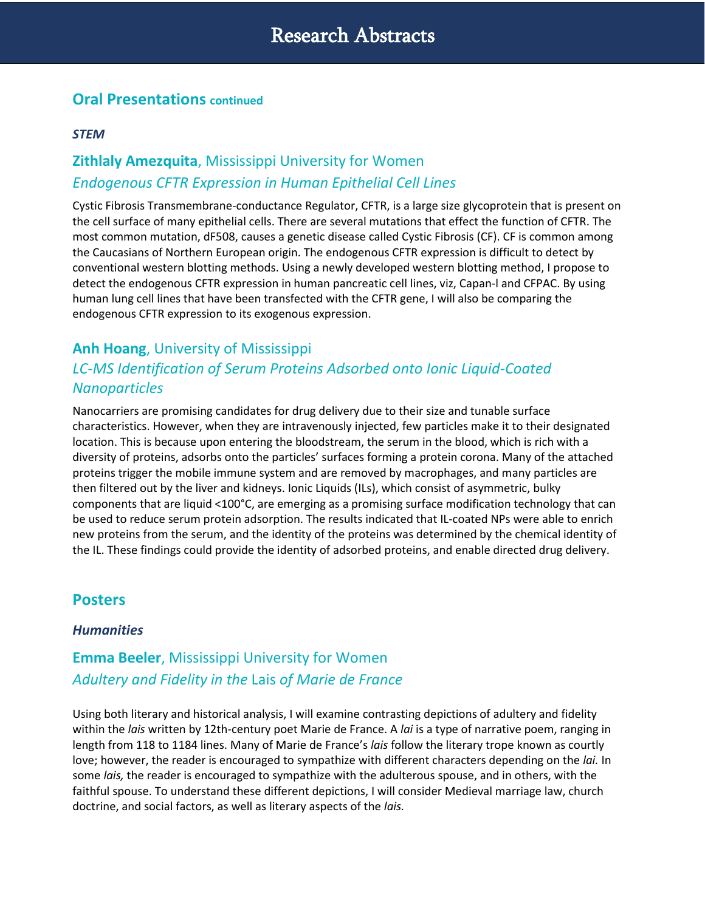# Research Abstracts

## Oral Presentations continued

### *STEM*

### **Zithlaly Amezquita**, Mississippi University for Women

*Endogenous CFTR Expression in Human Epithelial Cell Lines*

Cystic Fibrosis Transmembrane-conductance Regulator, CFTR, is a large size glycoprotein that is present on the cell surface of many epithelial cells. There are several mutations that effect the function of CFTR. The most common mutation, dF508, causes a genetic disease called Cystic Fibrosis (CF). CF is common among the Caucasians of Northern European origin. The endogenous CFTR expression is difficult to detect by conventional western blotting methods. Using a newly developed western blotting method, I propose to detect the endogenous CFTR expression in human pancreatic cell lines, viz, Capan-l and CFPAC. By using human lung cell lines that have been transfected with the CFTR gene, I will also be comparing the endogenous CFTR expression to its exogenous expression.

### **Anh Hoang**, University of Mississippi

*LC-MS Identification of Serum Proteins Adsorbed onto Ionic Liquid-Coated Nanoparticles*

Nanocarriers are promising candidates for drug delivery due to their size and tunable surface characteristics. However, when they are intravenously injected, few particles make it to their designated location. This is because upon entering the bloodstream, the serum in the blood, which is rich with a diversity of proteins, adsorbs onto the particles' surfaces forming a protein corona. Many of the attached proteins trigger the mobile immune system and are removed by macrophages, and many particles are then filtered out by the liver and kidneys. Ionic Liquids (ILs), which consist of asymmetric, bulky components that are liquid <100°C, are emerging as a promising surface modification technology that can be used to reduce serum protein adsorption. The results indicated that IL-coated NPs were able to enrich new proteins from the serum, and the identity of the proteins was determined by the chemical identity of the IL. These findings could provide the identity of adsorbed proteins, and enable directed drug delivery.

## Posters

### *Humanities*

### **Emma Beeler**, Mississippi University for Women

*Adultery and Fidelity in the* Lais *of Marie de France*

Using both literary and historical analysis, I will examine contrasting depictions of adultery and fidelity within the *lais* written by 12th-century poet Marie de France. A *lai* is a type of narrative poem, ranging in length from 118 to 1184 lines. Many of Marie de France's *lais* follow the literary trope known as courtly love; however, the reader is encouraged to sympathize with different characters depending on the *lai.* In some *lais,* the reader is encouraged to sympathize with the adulterous spouse, and in others, with the faithful spouse. To understand these different depictions, I will consider Medieval marriage law, church doctrine, and social factors, as well as literary aspects of the *lais.*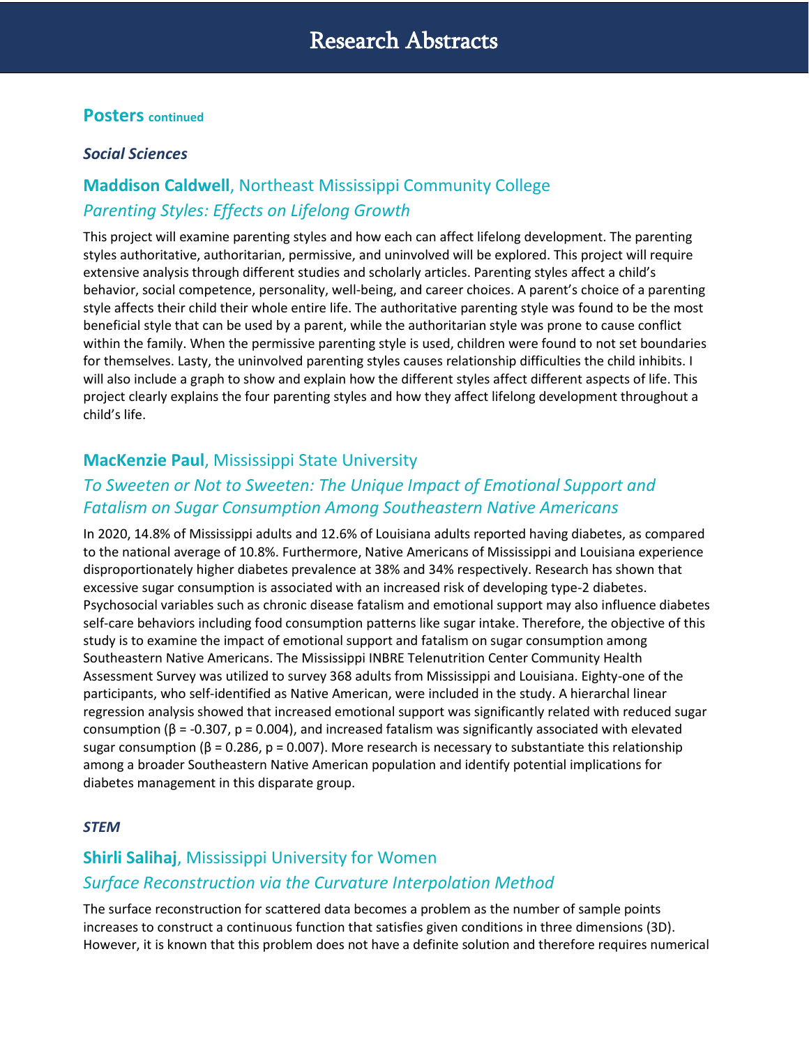## Posters continued

### *Social Sciences*

### **Maddison Caldwell**, Northeast Mississippi Community College

*Parenting Styles: Effects on Lifelong Growth*

This project will examine parenting styles and how each can affect lifelong development. The parenting styles authoritative, authoritarian, permissive, and uninvolved will be explored. This project will require extensive analysis through different studies and scholarly articles. Parenting styles affect a child's behavior, social competence, personality, well-being, and career choices. A parent's choice of a parenting style affects their child their whole entire life. The authoritative parenting style was found to be the most beneficial style that can be used by a parent, while the authoritarian style was prone to cause conflict within the family. When the permissive parenting style is used, children were found to not set boundaries for themselves. Lasty, the uninvolved parenting styles causes relationship difficulties the child inhibits. I will also include a graph to show and explain how the different styles affect different aspects of life. This project clearly explains the four parenting styles and how they affect lifelong development throughout a child's life.

### **MacKenzie Paul**, Mississippi State University

*To Sweeten or Not to Sweeten: The Unique Impact of Emotional Support and Fatalism on Sugar Consumption Among Southeastern Native Americans*

In 2020, 14.8% of Mississippi adults and 12.6% of Louisiana adults reported having diabetes, as compared to the national average of 10.8%. Furthermore, Native Americans of Mississippi and Louisiana experience disproportionately higher diabetes prevalence at 38% and 34% respectively. Research has shown that excessive sugar consumption is associated with an increased risk of developing type-2 diabetes. Psychosocial variables such as chronic disease fatalism and emotional support may also influence diabetes self-care behaviors including food consumption patterns like sugar intake. Therefore, the objective of this study is to examine the impact of emotional support and fatalism on sugar consumption among Southeastern Native Americans. The Mississippi INBRE Telenutrition Center Community Health Assessment Survey was utilized to survey 368 adults from Mississippi and Louisiana. Eighty-one of the participants, who self-identified as Native American, were included in the study. A hierarchal linear regression analysis showed that increased emotional support was significantly related with reduced sugar consumption ($\beta = -0.307$, $p = 0.004$), and increased fatalism was significantly associated with elevated sugar consumption ($\beta = 0.286$, $p = 0.007$). More research is necessary to substantiate this relationship among a broader Southeastern Native American population and identify potential implications for diabetes management in this disparate group.

### *STEM*

### **Shirli Salihaj**, Mississippi University for Women

*Surface Reconstruction via the Curvature Interpolation Method*

The surface reconstruction for scattered data becomes a problem as the number of sample points increases to construct a continuous function that satisfies given conditions in three dimensions (3D). However, it is known that this problem does not have a definite solution and therefore requires numerical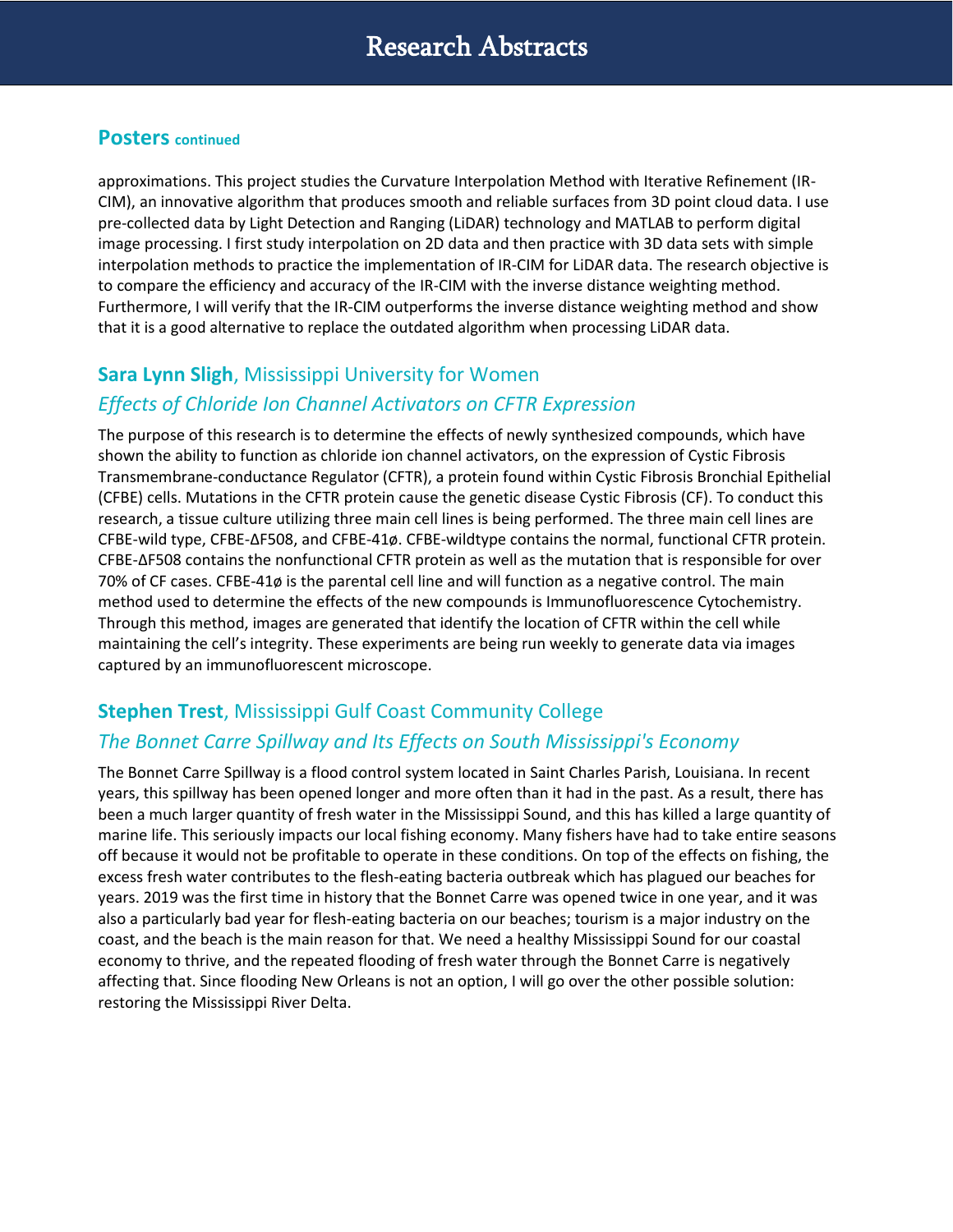## Posters continued

approximations. This project studies the Curvature Interpolation Method with Iterative Refinement (IR-CIM), an innovative algorithm that produces smooth and reliable surfaces from 3D point cloud data. I use pre-collected data by Light Detection and Ranging (LiDAR) technology and MATLAB to perform digital image processing. I first study interpolation on 2D data and then practice with 3D data sets with simple interpolation methods to practice the implementation of IR-CIM for LiDAR data. The research objective is to compare the efficiency and accuracy of the IR-CIM with the inverse distance weighting method. Furthermore, I will verify that the IR-CIM outperforms the inverse distance weighting method and show that it is a good alternative to replace the outdated algorithm when processing LiDAR data.

### **Sara Lynn Sligh**, Mississippi University for Women

### *Effects of Chloride Ion Channel Activators on CFTR Expression*

The purpose of this research is to determine the effects of newly synthesized compounds, which have shown the ability to function as chloride ion channel activators, on the expression of Cystic Fibrosis Transmembrane-conductance Regulator (CFTR), a protein found within Cystic Fibrosis Bronchial Epithelial (CFBE) cells. Mutations in the CFTR protein cause the genetic disease Cystic Fibrosis (CF). To conduct this research, a tissue culture utilizing three main cell lines is being performed. The three main cell lines are CFBE-wild type, CFBE-ΔF508, and CFBE-41ø. CFBE-wildtype contains the normal, functional CFTR protein. CFBE-ΔF508 contains the nonfunctional CFTR protein as well as the mutation that is responsible for over 70% of CF cases. CFBE-41ø is the parental cell line and will function as a negative control. The main method used to determine the effects of the new compounds is Immunofluorescence Cytochemistry. Through this method, images are generated that identify the location of CFTR within the cell while maintaining the cell's integrity. These experiments are being run weekly to generate data via images captured by an immunofluorescent microscope.

### **Stephen Trest**, Mississippi Gulf Coast Community College

### *The Bonnet Carre Spillway and Its Effects on South Mississippi's Economy*

The Bonnet Carre Spillway is a flood control system located in Saint Charles Parish, Louisiana. In recent years, this spillway has been opened longer and more often than it had in the past. As a result, there has been a much larger quantity of fresh water in the Mississippi Sound, and this has killed a large quantity of marine life. This seriously impacts our local fishing economy. Many fishers have had to take entire seasons off because it would not be profitable to operate in these conditions. On top of the effects on fishing, the excess fresh water contributes to the flesh-eating bacteria outbreak which has plagued our beaches for years. 2019 was the first time in history that the Bonnet Carre was opened twice in one year, and it was also a particularly bad year for flesh-eating bacteria on our beaches; tourism is a major industry on the coast, and the beach is the main reason for that. We need a healthy Mississippi Sound for our coastal economy to thrive, and the repeated flooding of fresh water through the Bonnet Carre is negatively affecting that. Since flooding New Orleans is not an option, I will go over the other possible solution: restoring the Mississippi River Delta.